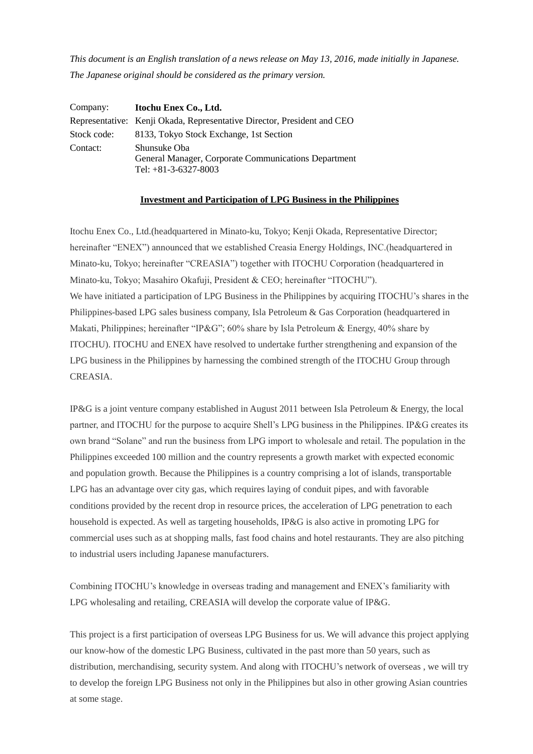*This document is an English translation of a news release on May 13, 2016, made initially in Japanese. The Japanese original should be considered as the primary version.*

| | |
|---|---|
| Company: | **Itochu Enex Co., Ltd.** |
| Representative: | Kenji Okada, Representative Director, President and CEO |
| Stock code: | 8133, Tokyo Stock Exchange, 1st Section |
| Contact: | Shunsuke Oba<br>General Manager, Corporate Communications Department<br>Tel: +81-3-6327-8003 |

## Investment and Participation of LPG Business in the Philippines

Itochu Enex Co., Ltd.(headquartered in Minato-ku, Tokyo; Kenji Okada, Representative Director; hereinafter "ENEX") announced that we established Creasia Energy Holdings, INC.(headquartered in Minato-ku, Tokyo; hereinafter "CREASIA") together with ITOCHU Corporation (headquartered in Minato-ku, Tokyo; Masahiro Okafuji, President & CEO; hereinafter "ITOCHU").
We have initiated a participation of LPG Business in the Philippines by acquiring ITOCHU's shares in the Philippines-based LPG sales business company, Isla Petroleum & Gas Corporation (headquartered in Makati, Philippines; hereinafter "IP&G"; 60% share by Isla Petroleum & Energy, 40% share by ITOCHU). ITOCHU and ENEX have resolved to undertake further strengthening and expansion of the LPG business in the Philippines by harnessing the combined strength of the ITOCHU Group through CREASIA.

IP&G is a joint venture company established in August 2011 between Isla Petroleum & Energy, the local partner, and ITOCHU for the purpose to acquire Shell's LPG business in the Philippines. IP&G creates its own brand "Solane" and run the business from LPG import to wholesale and retail. The population in the Philippines exceeded 100 million and the country represents a growth market with expected economic and population growth. Because the Philippines is a country comprising a lot of islands, transportable LPG has an advantage over city gas, which requires laying of conduit pipes, and with favorable conditions provided by the recent drop in resource prices, the acceleration of LPG penetration to each household is expected. As well as targeting households, IP&G is also active in promoting LPG for commercial uses such as at shopping malls, fast food chains and hotel restaurants. They are also pitching to industrial users including Japanese manufacturers.

Combining ITOCHU's knowledge in overseas trading and management and ENEX's familiarity with LPG wholesaling and retailing, CREASIA will develop the corporate value of IP&G.

This project is a first participation of overseas LPG Business for us. We will advance this project applying our know-how of the domestic LPG Business, cultivated in the past more than 50 years, such as distribution, merchandising, security system. And along with ITOCHU's network of overseas , we will try to develop the foreign LPG Business not only in the Philippines but also in other growing Asian countries at some stage.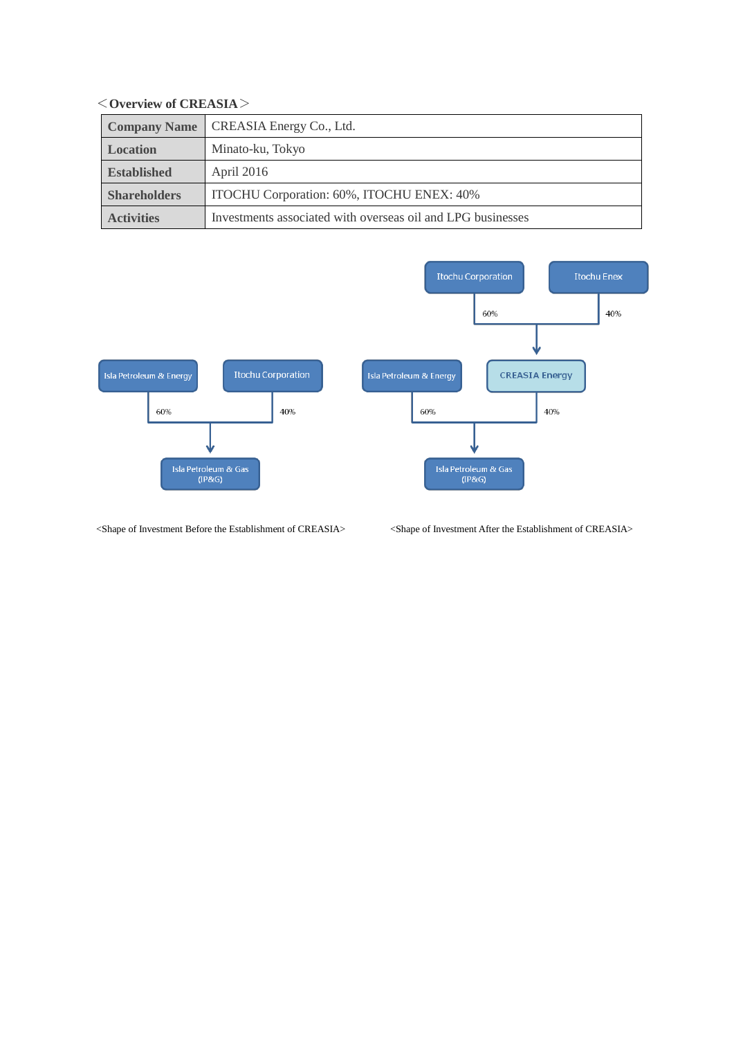＜**Overview of CREASIA**＞

| | |
|---|---|
| **Company Name** | CREASIA Energy Co., Ltd. |
| **Location** | Minato-ku, Tokyo |
| **Established** | April 2016 |
| **Shareholders** | ITOCHU Corporation: 60%, ITOCHU ENEX: 40% |
| **Activities** | Investments associated with overseas oil and LPG businesses |

Isla Petroleum & Energy
Itochu Corporation
60%
40%
Isla Petroleum & Gas (IP&G)

<Shape of Investment Before the Establishment of CREASIA>

Itochu Corporation
Itochu Enex
60%
40%
CREASIA Energy
Isla Petroleum & Energy
60%
40%
Isla Petroleum & Gas (IP&G)

<Shape of Investment After the Establishment of CREASIA>